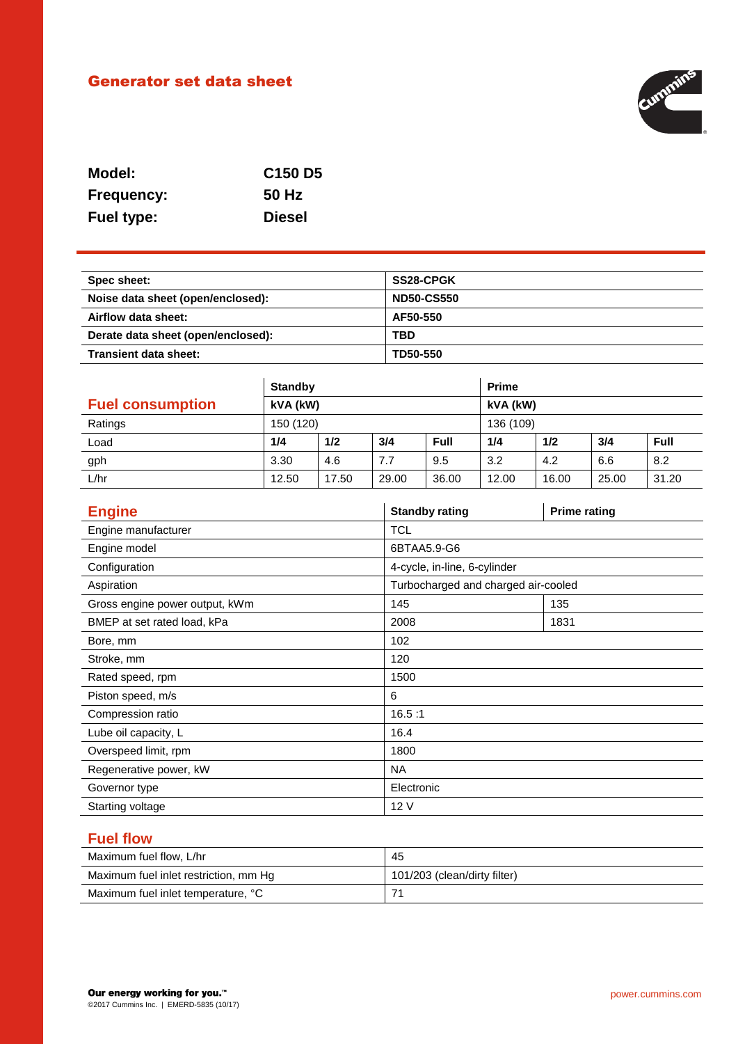# Generator set data sheet

**Model:** C150 D5
**Frequency:** 50 Hz
**Fuel type:** Diesel

| Spec sheet: | SS28-CPGK |
|---|---|
| Noise data sheet (open/enclosed): | ND50-CS550 |
| Airflow data sheet: | AF50-550 |
| Derate data sheet (open/enclosed): | TBD |
| Transient data sheet: | TD50-550 |

## Fuel consumption

| | Standby | | | | Prime | | | |
|---|---|---|---|---|---|---|---|---|
| | kVA (kW) | | | | kVA (kW) | | | |
| Ratings | 150 (120) | | | | 136 (109) | | | |
| Load | 1/4 | 1/2 | 3/4 | Full | 1/4 | 1/2 | 3/4 | Full |
| gph | 3.30 | 4.6 | 7.7 | 9.5 | 3.2 | 4.2 | 6.6 | 8.2 |
| L/hr | 12.50 | 17.50 | 29.00 | 36.00 | 12.00 | 16.00 | 25.00 | 31.20 |

## Engine

| | Standby rating | Prime rating |
|---|---|---|
| Engine manufacturer | TCL | |
| Engine model | 6BTAA5.9-G6 | |
| Configuration | 4-cycle, in-line, 6-cylinder | |
| Aspiration | Turbocharged and charged air-cooled | |
| Gross engine power output, kWm | 145 | 135 |
| BMEP at set rated load, kPa | 2008 | 1831 |
| Bore, mm | 102 | |
| Stroke, mm | 120 | |
| Rated speed, rpm | 1500 | |
| Piston speed, m/s | 6 | |
| Compression ratio | 16.5 :1 | |
| Lube oil capacity, L | 16.4 | |
| Overspeed limit, rpm | 1800 | |
| Regenerative power, kW | NA | |
| Governor type | Electronic | |
| Starting voltage | 12 V | |

## Fuel flow

| | |
|---|---|
| Maximum fuel flow, L/hr | 45 |
| Maximum fuel inlet restriction, mm Hg | 101/203 (clean/dirty filter) |
| Maximum fuel inlet temperature, °C | 71 |

**Our energy working for you.™**
©2017 Cummins Inc. | EMERD-5835 (10/17)

power.cummins.com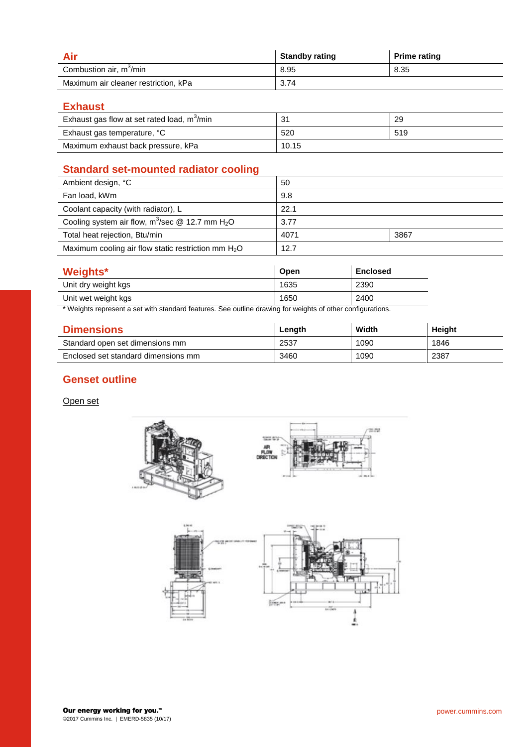## Air

| Air | Standby rating | Prime rating |
|---|---|---|
| Combustion air, $m^3$/min | 8.95 | 8.35 |
| Maximum air cleaner restriction, kPa | 3.74 | |

## Exhaust

| Exhaust | | |
|---|---|---|
| Exhaust gas flow at set rated load, $m^3$/min | 31 | 29 |
| Exhaust gas temperature, °C | 520 | 519 |
| Maximum exhaust back pressure, kPa | 10.15 | |

## Standard set-mounted radiator cooling

| Standard set-mounted radiator cooling | | |
|---|---|---|
| Ambient design, °C | 50 | |
| Fan load, kWm | 9.8 | |
| Coolant capacity (with radiator), L | 22.1 | |
| Cooling system air flow, $m^3$/sec @ 12.7 mm $H_2O$ | 3.77 | |
| Total heat rejection, Btu/min | 4071 | 3867 |
| Maximum cooling air flow static restriction mm $H_2O$ | 12.7 | |

## Weights*

| Weights* | Open | Enclosed |
|---|---|---|
| Unit dry weight kgs | 1635 | 2390 |
| Unit wet weight kgs | 1650 | 2400 |

\* Weights represent a set with standard features. See outline drawing for weights of other configurations.

## Dimensions

| Dimensions | Length | Width | Height |
|---|---|---|---|
| Standard open set dimensions mm | 2537 | 1090 | 1846 |
| Enclosed set standard dimensions mm | 3460 | 1090 | 2387 |

## Genset outline

Open set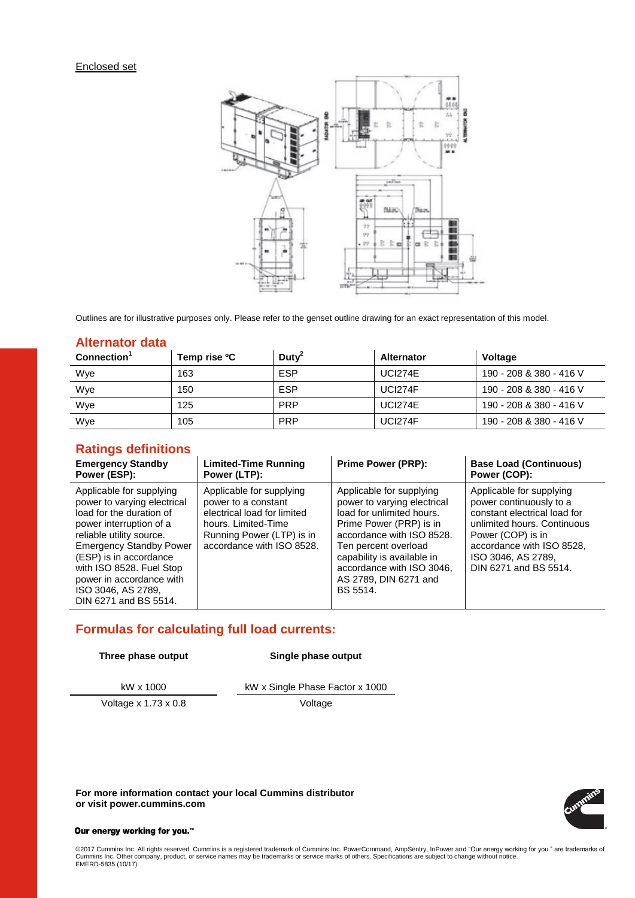Enclosed set

Outlines are for illustrative purposes only. Please refer to the genset outline drawing for an exact representation of this model.

## Alternator data

| Connection[1] | Temp rise °C | Duty[2] | Alternator | Voltage |
|---|---|---|---|---|
| Wye | 163 | ESP | UCI274E | 190 - 208 & 380 - 416 V |
| Wye | 150 | ESP | UCI274F | 190 - 208 & 380 - 416 V |
| Wye | 125 | PRP | UCI274E | 190 - 208 & 380 - 416 V |
| Wye | 105 | PRP | UCI274F | 190 - 208 & 380 - 416 V |

## Ratings definitions

| Emergency Standby Power (ESP): | Limited-Time Running Power (LTP): | Prime Power (PRP): | Base Load (Continuous) Power (COP): |
|---|---|---|---|
| Applicable for supplying power to varying electrical load for the duration of power interruption of a reliable utility source. Emergency Standby Power (ESP) is in accordance with ISO 8528. Fuel Stop power in accordance with ISO 3046, AS 2789, DIN 6271 and BS 5514. | Applicable for supplying power to a constant electrical load for limited hours. Limited-Time Running Power (LTP) is in accordance with ISO 8528. | Applicable for supplying power to varying electrical load for unlimited hours. Prime Power (PRP) is in accordance with ISO 8528. Ten percent overload capability is available in accordance with ISO 3046, AS 2789, DIN 6271 and BS 5514. | Applicable for supplying power continuously to a constant electrical load for unlimited hours. Continuous Power (COP) is in accordance with ISO 8528, ISO 3046, AS 2789, DIN 6271 and BS 5514. |

## Formulas for calculating full load currents:

**Three phase output**

$$\frac{\text{kW} \times 1000}{\text{Voltage} \times 1.73 \times 0.8}$$

**Single phase output**

$$\frac{\text{kW} \times \text{Single Phase Factor} \times 1000}{\text{Voltage}}$$

**For more information contact your local Cummins distributor or visit power.cummins.com**

**Our energy working for you.™**

©2017 Cummins Inc. All rights reserved. Cummins is a registered trademark of Cummins Inc. PowerCommand, AmpSentry, InPower and "Our energy working for you." are trademarks of Cummins Inc. Other company, product, or service names may be trademarks or service marks of others. Specifications are subject to change without notice.
EMERD-5835 (10/17)